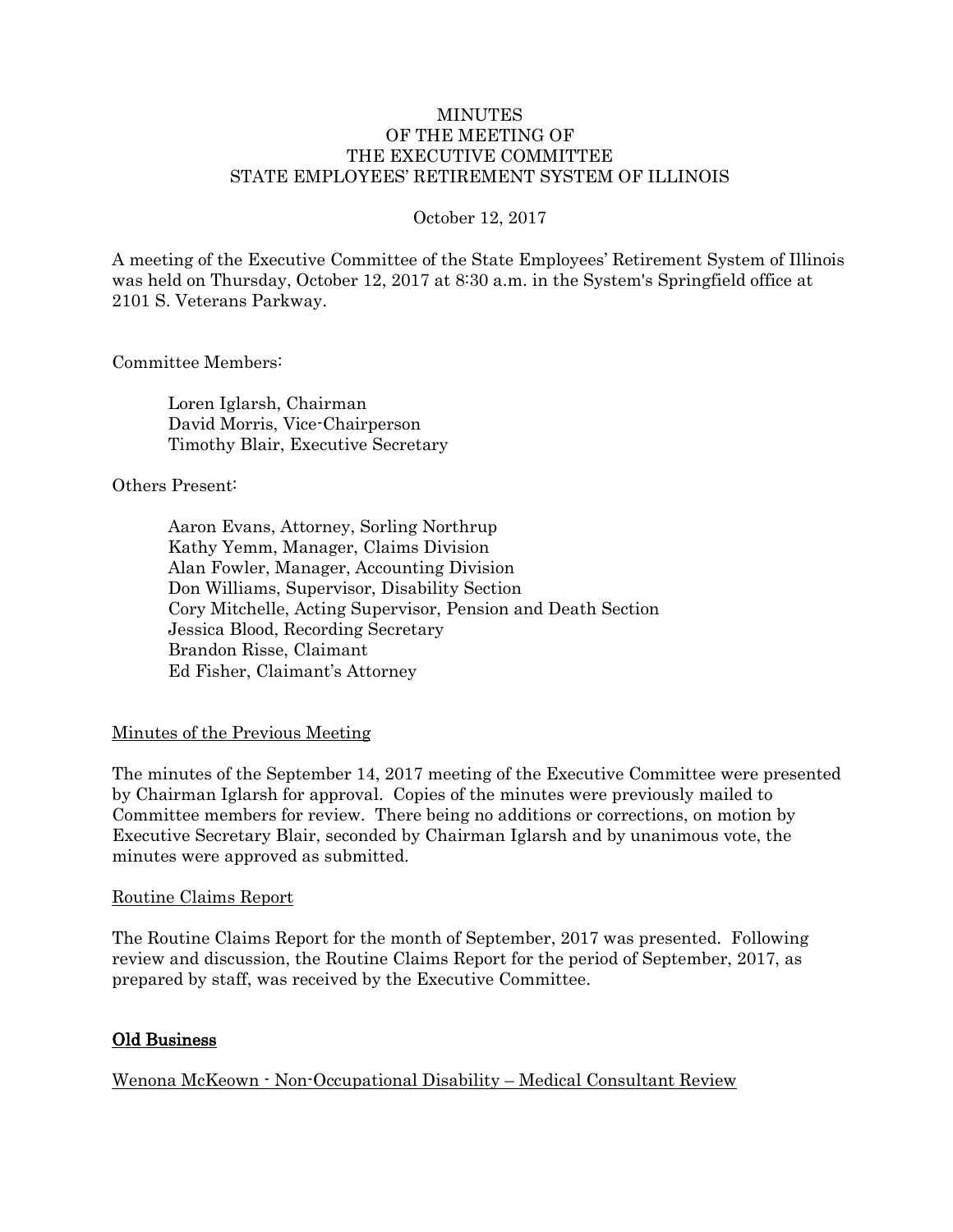# MINUTES
# OF THE MEETING OF
# THE EXECUTIVE COMMITTEE
# STATE EMPLOYEES' RETIREMENT SYSTEM OF ILLINOIS

October 12, 2017

A meeting of the Executive Committee of the State Employees' Retirement System of Illinois was held on Thursday, October 12, 2017 at 8:30 a.m. in the System's Springfield office at 2101 S. Veterans Parkway.

Committee Members:

Loren Iglarsh, Chairman
David Morris, Vice-Chairperson
Timothy Blair, Executive Secretary

Others Present:

Aaron Evans, Attorney, Sorling Northrup
Kathy Yemm, Manager, Claims Division
Alan Fowler, Manager, Accounting Division
Don Williams, Supervisor, Disability Section
Cory Mitchelle, Acting Supervisor, Pension and Death Section
Jessica Blood, Recording Secretary
Brandon Risse, Claimant
Ed Fisher, Claimant's Attorney

## Minutes of the Previous Meeting

The minutes of the September 14, 2017 meeting of the Executive Committee were presented by Chairman Iglarsh for approval. Copies of the minutes were previously mailed to Committee members for review. There being no additions or corrections, on motion by Executive Secretary Blair, seconded by Chairman Iglarsh and by unanimous vote, the minutes were approved as submitted.

## Routine Claims Report

The Routine Claims Report for the month of September, 2017 was presented. Following review and discussion, the Routine Claims Report for the period of September, 2017, as prepared by staff, was received by the Executive Committee.

## **Old Business**

### Wenona McKeown - Non-Occupational Disability – Medical Consultant Review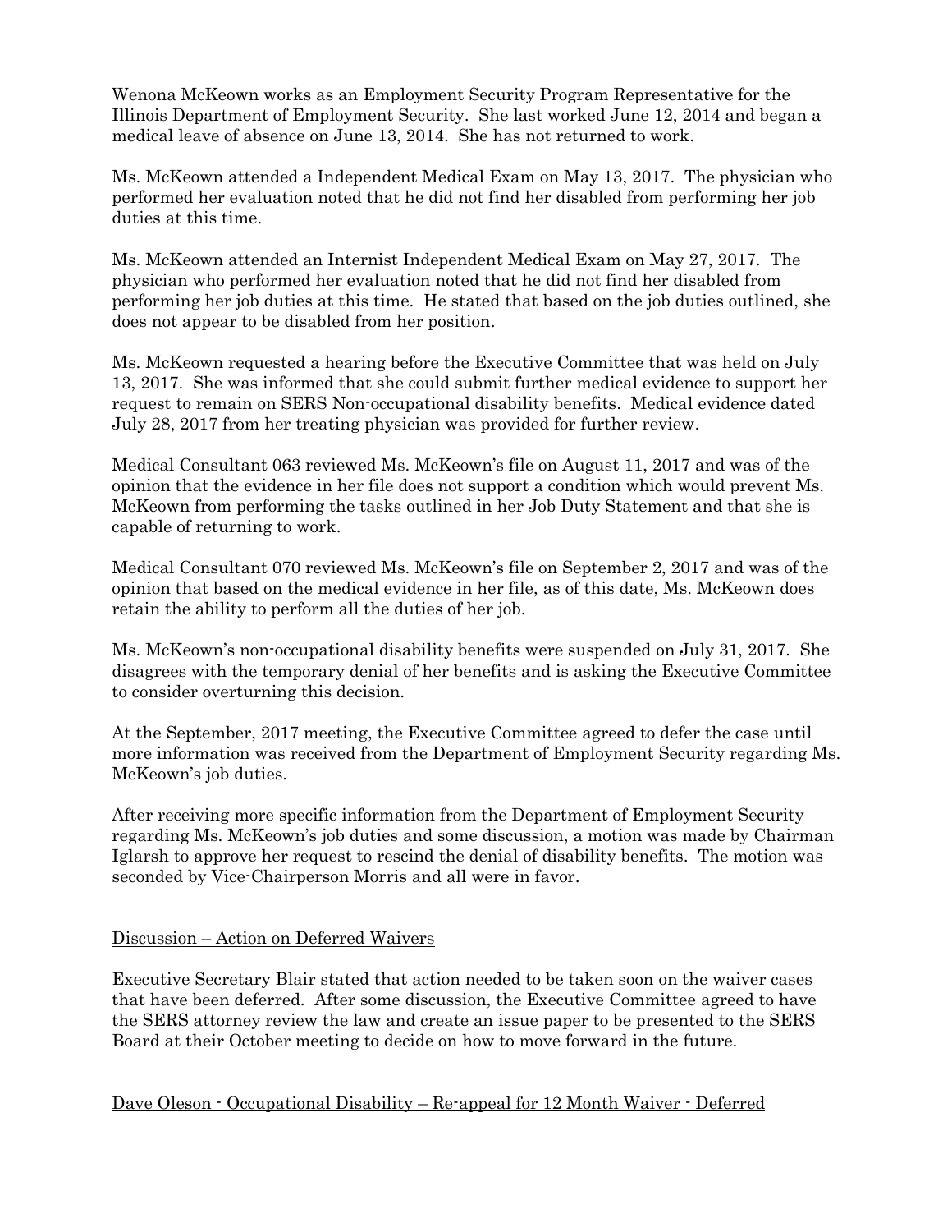Wenona McKeown works as an Employment Security Program Representative for the Illinois Department of Employment Security. She last worked June 12, 2014 and began a medical leave of absence on June 13, 2014. She has not returned to work.

Ms. McKeown attended a Independent Medical Exam on May 13, 2017. The physician who performed her evaluation noted that he did not find her disabled from performing her job duties at this time.

Ms. McKeown attended an Internist Independent Medical Exam on May 27, 2017. The physician who performed her evaluation noted that he did not find her disabled from performing her job duties at this time. He stated that based on the job duties outlined, she does not appear to be disabled from her position.

Ms. McKeown requested a hearing before the Executive Committee that was held on July 13, 2017. She was informed that she could submit further medical evidence to support her request to remain on SERS Non-occupational disability benefits. Medical evidence dated July 28, 2017 from her treating physician was provided for further review.

Medical Consultant 063 reviewed Ms. McKeown's file on August 11, 2017 and was of the opinion that the evidence in her file does not support a condition which would prevent Ms. McKeown from performing the tasks outlined in her Job Duty Statement and that she is capable of returning to work.

Medical Consultant 070 reviewed Ms. McKeown's file on September 2, 2017 and was of the opinion that based on the medical evidence in her file, as of this date, Ms. McKeown does retain the ability to perform all the duties of her job.

Ms. McKeown's non-occupational disability benefits were suspended on July 31, 2017. She disagrees with the temporary denial of her benefits and is asking the Executive Committee to consider overturning this decision.

At the September, 2017 meeting, the Executive Committee agreed to defer the case until more information was received from the Department of Employment Security regarding Ms. McKeown's job duties.

After receiving more specific information from the Department of Employment Security regarding Ms. McKeown's job duties and some discussion, a motion was made by Chairman Iglarsh to approve her request to rescind the denial of disability benefits. The motion was seconded by Vice-Chairperson Morris and all were in favor.

<u>Discussion – Action on Deferred Waivers</u>

Executive Secretary Blair stated that action needed to be taken soon on the waiver cases that have been deferred. After some discussion, the Executive Committee agreed to have the SERS attorney review the law and create an issue paper to be presented to the SERS Board at their October meeting to decide on how to move forward in the future.

<u>Dave Oleson - Occupational Disability – Re-appeal for 12 Month Waiver - Deferred</u>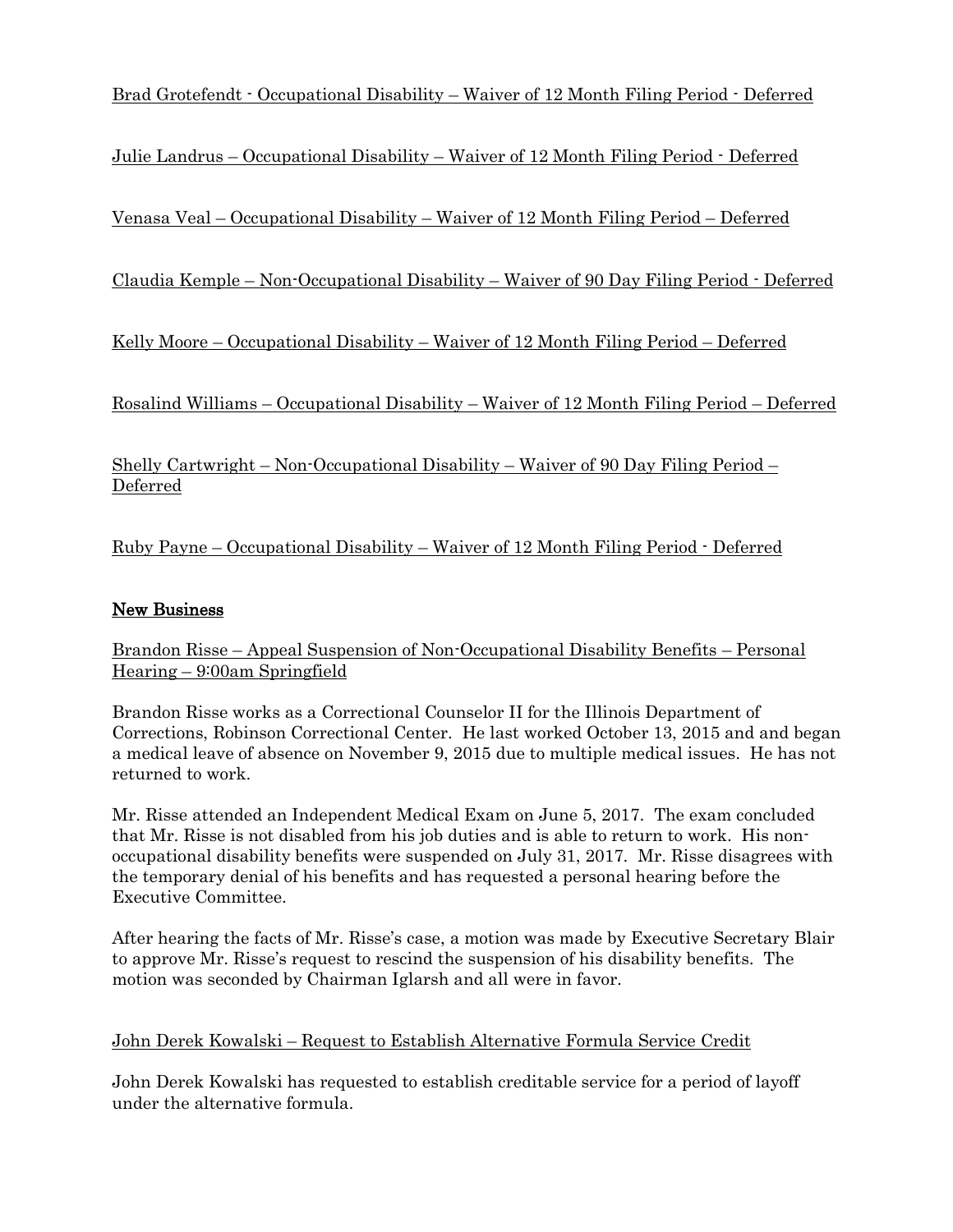Brad Grotefendt - Occupational Disability – Waiver of 12 Month Filing Period - Deferred

Julie Landrus – Occupational Disability – Waiver of 12 Month Filing Period - Deferred

Venasa Veal – Occupational Disability – Waiver of 12 Month Filing Period – Deferred

Claudia Kemple – Non-Occupational Disability – Waiver of 90 Day Filing Period - Deferred

Kelly Moore – Occupational Disability – Waiver of 12 Month Filing Period – Deferred

Rosalind Williams – Occupational Disability – Waiver of 12 Month Filing Period – Deferred

Shelly Cartwright – Non-Occupational Disability – Waiver of 90 Day Filing Period – Deferred

Ruby Payne – Occupational Disability – Waiver of 12 Month Filing Period - Deferred

## New Business

Brandon Risse – Appeal Suspension of Non-Occupational Disability Benefits – Personal Hearing – 9:00am Springfield

Brandon Risse works as a Correctional Counselor II for the Illinois Department of Corrections, Robinson Correctional Center. He last worked October 13, 2015 and and began a medical leave of absence on November 9, 2015 due to multiple medical issues. He has not returned to work.

Mr. Risse attended an Independent Medical Exam on June 5, 2017. The exam concluded that Mr. Risse is not disabled from his job duties and is able to return to work. His non-occupational disability benefits were suspended on July 31, 2017. Mr. Risse disagrees with the temporary denial of his benefits and has requested a personal hearing before the Executive Committee.

After hearing the facts of Mr. Risse's case, a motion was made by Executive Secretary Blair to approve Mr. Risse's request to rescind the suspension of his disability benefits. The motion was seconded by Chairman Iglarsh and all were in favor.

John Derek Kowalski – Request to Establish Alternative Formula Service Credit

John Derek Kowalski has requested to establish creditable service for a period of layoff under the alternative formula.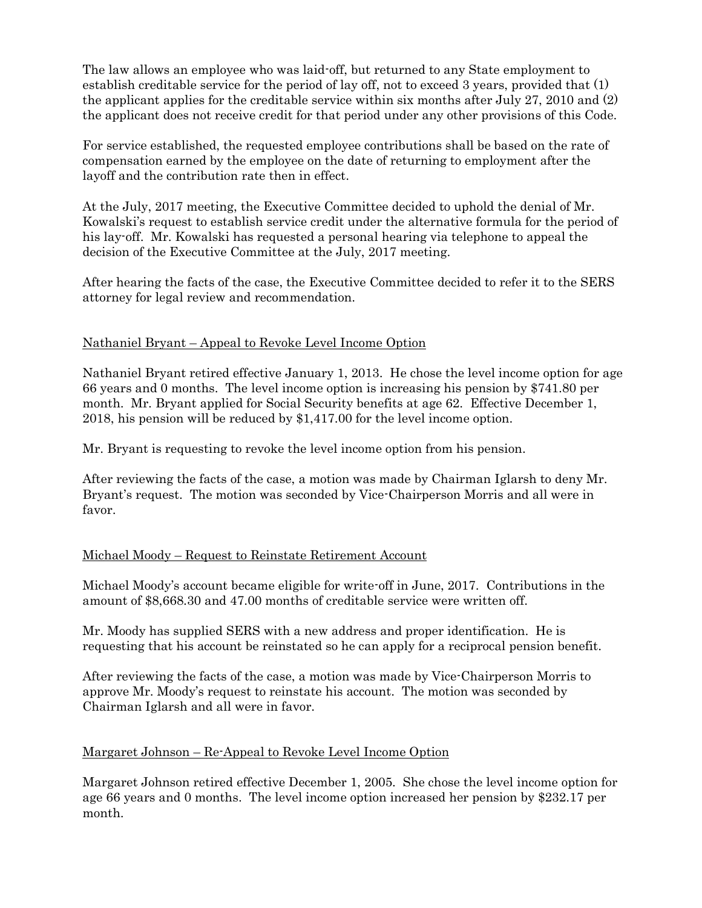The law allows an employee who was laid-off, but returned to any State employment to establish creditable service for the period of lay off, not to exceed 3 years, provided that (1) the applicant applies for the creditable service within six months after July 27, 2010 and (2) the applicant does not receive credit for that period under any other provisions of this Code.

For service established, the requested employee contributions shall be based on the rate of compensation earned by the employee on the date of returning to employment after the layoff and the contribution rate then in effect.

At the July, 2017 meeting, the Executive Committee decided to uphold the denial of Mr. Kowalski's request to establish service credit under the alternative formula for the period of his lay-off. Mr. Kowalski has requested a personal hearing via telephone to appeal the decision of the Executive Committee at the July, 2017 meeting.

After hearing the facts of the case, the Executive Committee decided to refer it to the SERS attorney for legal review and recommendation.

<u>Nathaniel Bryant – Appeal to Revoke Level Income Option</u>

Nathaniel Bryant retired effective January 1, 2013. He chose the level income option for age 66 years and 0 months. The level income option is increasing his pension by $741.80 per month. Mr. Bryant applied for Social Security benefits at age 62. Effective December 1, 2018, his pension will be reduced by $1,417.00 for the level income option.

Mr. Bryant is requesting to revoke the level income option from his pension.

After reviewing the facts of the case, a motion was made by Chairman Iglarsh to deny Mr. Bryant's request. The motion was seconded by Vice-Chairperson Morris and all were in favor.

<u>Michael Moody – Request to Reinstate Retirement Account</u>

Michael Moody's account became eligible for write-off in June, 2017. Contributions in the amount of $8,668.30 and 47.00 months of creditable service were written off.

Mr. Moody has supplied SERS with a new address and proper identification. He is requesting that his account be reinstated so he can apply for a reciprocal pension benefit.

After reviewing the facts of the case, a motion was made by Vice-Chairperson Morris to approve Mr. Moody's request to reinstate his account. The motion was seconded by Chairman Iglarsh and all were in favor.

<u>Margaret Johnson – Re-Appeal to Revoke Level Income Option</u>

Margaret Johnson retired effective December 1, 2005. She chose the level income option for age 66 years and 0 months. The level income option increased her pension by $232.17 per month.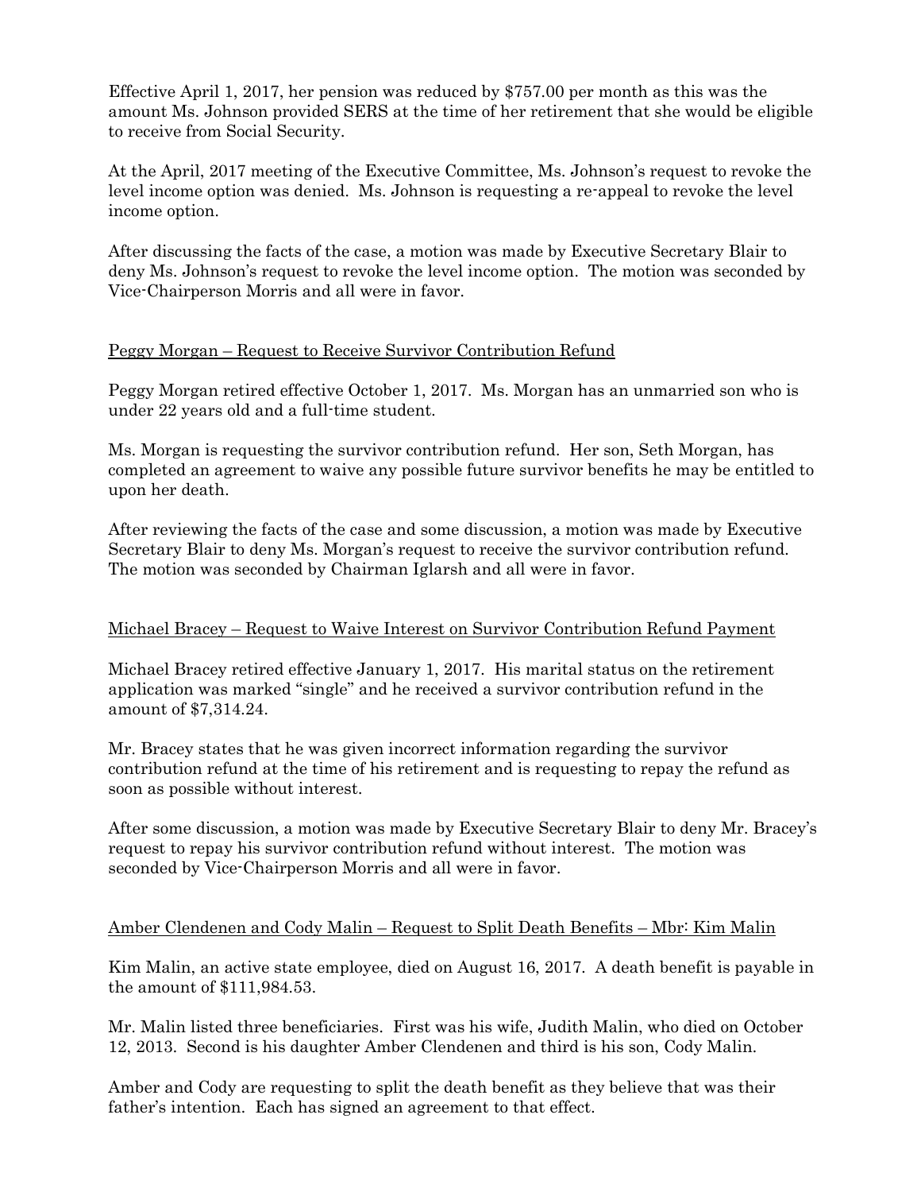Effective April 1, 2017, her pension was reduced by $757.00 per month as this was the amount Ms. Johnson provided SERS at the time of her retirement that she would be eligible to receive from Social Security.

At the April, 2017 meeting of the Executive Committee, Ms. Johnson's request to revoke the level income option was denied. Ms. Johnson is requesting a re-appeal to revoke the level income option.

After discussing the facts of the case, a motion was made by Executive Secretary Blair to deny Ms. Johnson's request to revoke the level income option. The motion was seconded by Vice-Chairperson Morris and all were in favor.

<u>Peggy Morgan – Request to Receive Survivor Contribution Refund</u>

Peggy Morgan retired effective October 1, 2017. Ms. Morgan has an unmarried son who is under 22 years old and a full-time student.

Ms. Morgan is requesting the survivor contribution refund. Her son, Seth Morgan, has completed an agreement to waive any possible future survivor benefits he may be entitled to upon her death.

After reviewing the facts of the case and some discussion, a motion was made by Executive Secretary Blair to deny Ms. Morgan's request to receive the survivor contribution refund. The motion was seconded by Chairman Iglarsh and all were in favor.

<u>Michael Bracey – Request to Waive Interest on Survivor Contribution Refund Payment</u>

Michael Bracey retired effective January 1, 2017. His marital status on the retirement application was marked "single" and he received a survivor contribution refund in the amount of $7,314.24.

Mr. Bracey states that he was given incorrect information regarding the survivor contribution refund at the time of his retirement and is requesting to repay the refund as soon as possible without interest.

After some discussion, a motion was made by Executive Secretary Blair to deny Mr. Bracey's request to repay his survivor contribution refund without interest. The motion was seconded by Vice-Chairperson Morris and all were in favor.

<u>Amber Clendenen and Cody Malin – Request to Split Death Benefits – Mbr: Kim Malin</u>

Kim Malin, an active state employee, died on August 16, 2017. A death benefit is payable in the amount of $111,984.53.

Mr. Malin listed three beneficiaries. First was his wife, Judith Malin, who died on October 12, 2013. Second is his daughter Amber Clendenen and third is his son, Cody Malin.

Amber and Cody are requesting to split the death benefit as they believe that was their father's intention. Each has signed an agreement to that effect.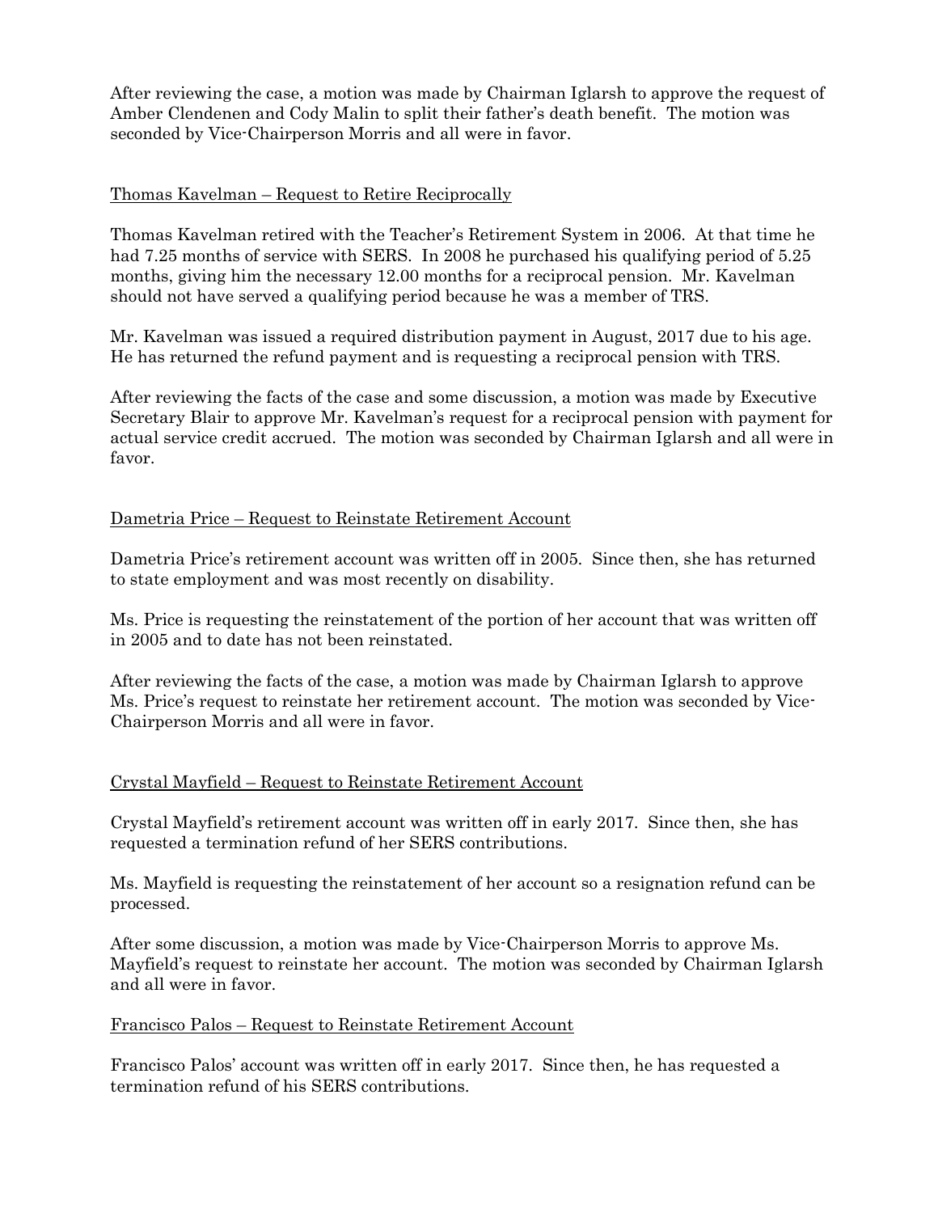After reviewing the case, a motion was made by Chairman Iglarsh to approve the request of Amber Clendenen and Cody Malin to split their father's death benefit. The motion was seconded by Vice-Chairperson Morris and all were in favor.

Thomas Kavelman – Request to Retire Reciprocally

Thomas Kavelman retired with the Teacher's Retirement System in 2006. At that time he had 7.25 months of service with SERS. In 2008 he purchased his qualifying period of 5.25 months, giving him the necessary 12.00 months for a reciprocal pension. Mr. Kavelman should not have served a qualifying period because he was a member of TRS.

Mr. Kavelman was issued a required distribution payment in August, 2017 due to his age. He has returned the refund payment and is requesting a reciprocal pension with TRS.

After reviewing the facts of the case and some discussion, a motion was made by Executive Secretary Blair to approve Mr. Kavelman's request for a reciprocal pension with payment for actual service credit accrued. The motion was seconded by Chairman Iglarsh and all were in favor.

Dametria Price – Request to Reinstate Retirement Account

Dametria Price's retirement account was written off in 2005. Since then, she has returned to state employment and was most recently on disability.

Ms. Price is requesting the reinstatement of the portion of her account that was written off in 2005 and to date has not been reinstated.

After reviewing the facts of the case, a motion was made by Chairman Iglarsh to approve Ms. Price's request to reinstate her retirement account. The motion was seconded by Vice-Chairperson Morris and all were in favor.

Crystal Mayfield – Request to Reinstate Retirement Account

Crystal Mayfield's retirement account was written off in early 2017. Since then, she has requested a termination refund of her SERS contributions.

Ms. Mayfield is requesting the reinstatement of her account so a resignation refund can be processed.

After some discussion, a motion was made by Vice-Chairperson Morris to approve Ms. Mayfield's request to reinstate her account. The motion was seconded by Chairman Iglarsh and all were in favor.

Francisco Palos – Request to Reinstate Retirement Account

Francisco Palos' account was written off in early 2017. Since then, he has requested a termination refund of his SERS contributions.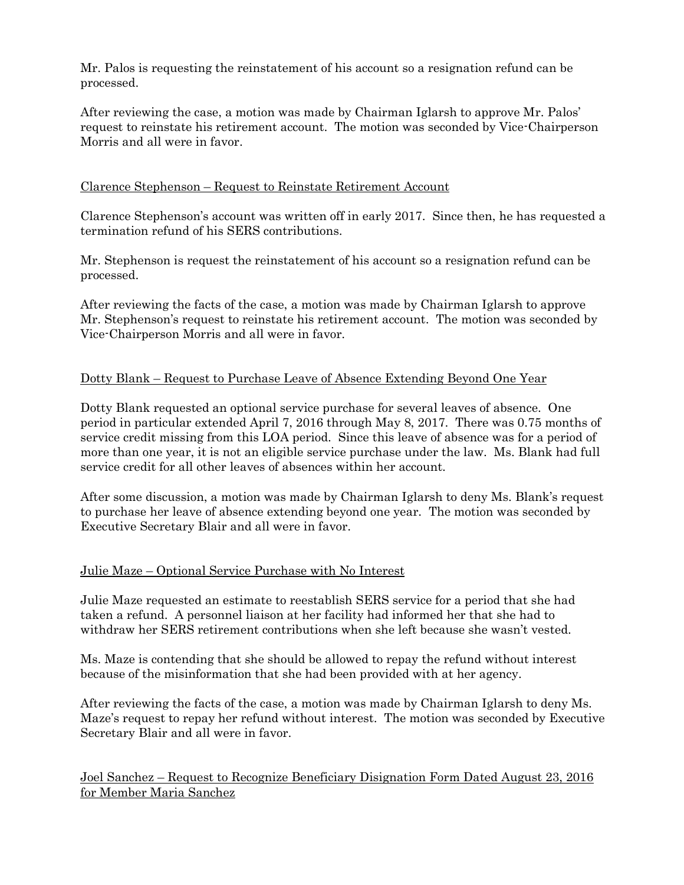Mr. Palos is requesting the reinstatement of his account so a resignation refund can be processed.

After reviewing the case, a motion was made by Chairman Iglarsh to approve Mr. Palos' request to reinstate his retirement account. The motion was seconded by Vice-Chairperson Morris and all were in favor.

<u>Clarence Stephenson – Request to Reinstate Retirement Account</u>

Clarence Stephenson's account was written off in early 2017. Since then, he has requested a termination refund of his SERS contributions.

Mr. Stephenson is request the reinstatement of his account so a resignation refund can be processed.

After reviewing the facts of the case, a motion was made by Chairman Iglarsh to approve Mr. Stephenson's request to reinstate his retirement account. The motion was seconded by Vice-Chairperson Morris and all were in favor.

<u>Dotty Blank – Request to Purchase Leave of Absence Extending Beyond One Year</u>

Dotty Blank requested an optional service purchase for several leaves of absence. One period in particular extended April 7, 2016 through May 8, 2017. There was 0.75 months of service credit missing from this LOA period. Since this leave of absence was for a period of more than one year, it is not an eligible service purchase under the law. Ms. Blank had full service credit for all other leaves of absences within her account.

After some discussion, a motion was made by Chairman Iglarsh to deny Ms. Blank's request to purchase her leave of absence extending beyond one year. The motion was seconded by Executive Secretary Blair and all were in favor.

<u>Julie Maze – Optional Service Purchase with No Interest</u>

Julie Maze requested an estimate to reestablish SERS service for a period that she had taken a refund. A personnel liaison at her facility had informed her that she had to withdraw her SERS retirement contributions when she left because she wasn't vested.

Ms. Maze is contending that she should be allowed to repay the refund without interest because of the misinformation that she had been provided with at her agency.

After reviewing the facts of the case, a motion was made by Chairman Iglarsh to deny Ms. Maze's request to repay her refund without interest. The motion was seconded by Executive Secretary Blair and all were in favor.

<u>Joel Sanchez – Request to Recognize Beneficiary Disignation Form Dated August 23, 2016 for Member Maria Sanchez</u>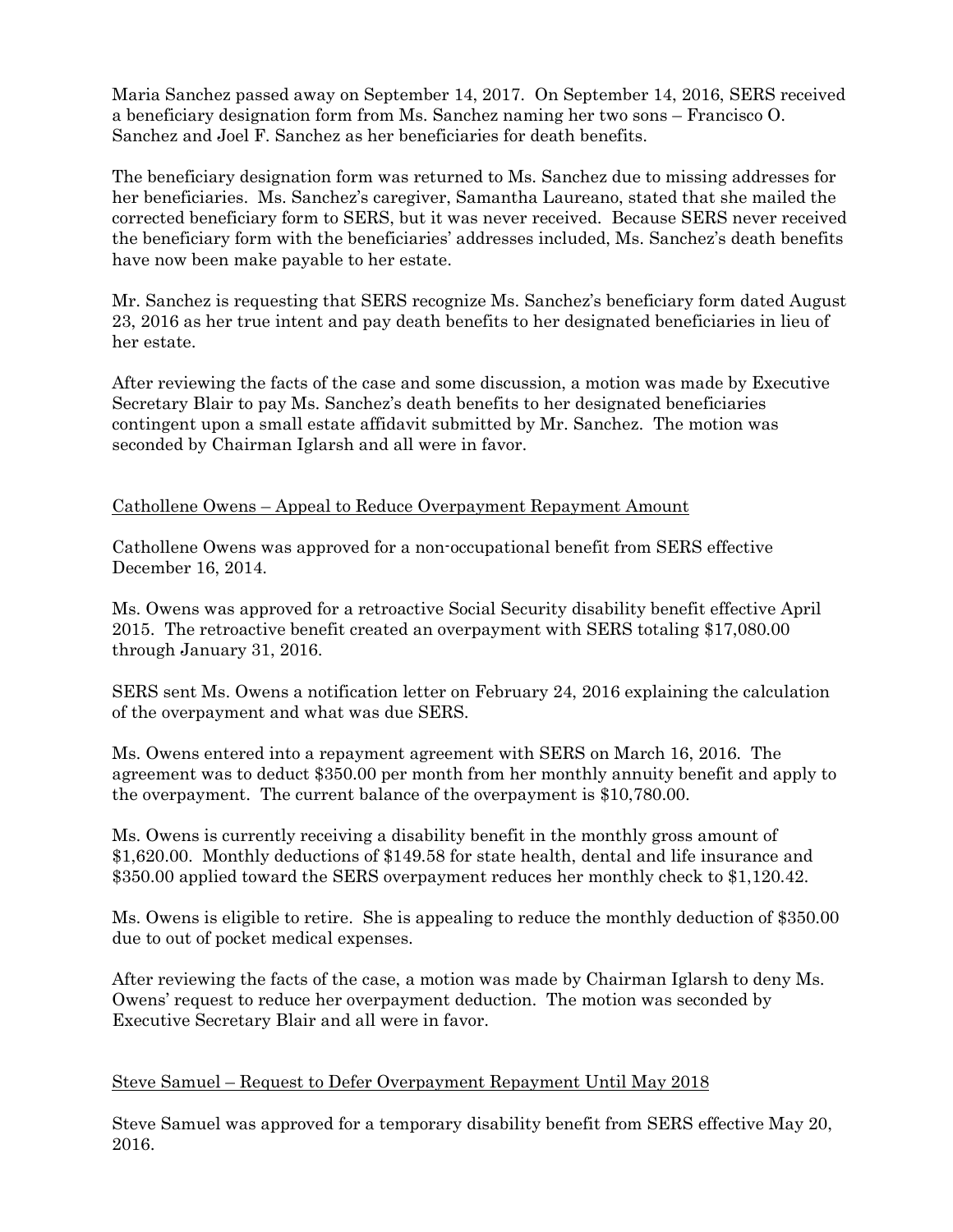Maria Sanchez passed away on September 14, 2017. On September 14, 2016, SERS received a beneficiary designation form from Ms. Sanchez naming her two sons – Francisco O. Sanchez and Joel F. Sanchez as her beneficiaries for death benefits.

The beneficiary designation form was returned to Ms. Sanchez due to missing addresses for her beneficiaries. Ms. Sanchez's caregiver, Samantha Laureano, stated that she mailed the corrected beneficiary form to SERS, but it was never received. Because SERS never received the beneficiary form with the beneficiaries' addresses included, Ms. Sanchez's death benefits have now been make payable to her estate.

Mr. Sanchez is requesting that SERS recognize Ms. Sanchez's beneficiary form dated August 23, 2016 as her true intent and pay death benefits to her designated beneficiaries in lieu of her estate.

After reviewing the facts of the case and some discussion, a motion was made by Executive Secretary Blair to pay Ms. Sanchez's death benefits to her designated beneficiaries contingent upon a small estate affidavit submitted by Mr. Sanchez. The motion was seconded by Chairman Iglarsh and all were in favor.

<u>Cathollene Owens – Appeal to Reduce Overpayment Repayment Amount</u>

Cathollene Owens was approved for a non-occupational benefit from SERS effective December 16, 2014.

Ms. Owens was approved for a retroactive Social Security disability benefit effective April 2015. The retroactive benefit created an overpayment with SERS totaling $17,080.00 through January 31, 2016.

SERS sent Ms. Owens a notification letter on February 24, 2016 explaining the calculation of the overpayment and what was due SERS.

Ms. Owens entered into a repayment agreement with SERS on March 16, 2016. The agreement was to deduct $350.00 per month from her monthly annuity benefit and apply to the overpayment. The current balance of the overpayment is $10,780.00.

Ms. Owens is currently receiving a disability benefit in the monthly gross amount of $1,620.00. Monthly deductions of $149.58 for state health, dental and life insurance and $350.00 applied toward the SERS overpayment reduces her monthly check to $1,120.42.

Ms. Owens is eligible to retire. She is appealing to reduce the monthly deduction of $350.00 due to out of pocket medical expenses.

After reviewing the facts of the case, a motion was made by Chairman Iglarsh to deny Ms. Owens' request to reduce her overpayment deduction. The motion was seconded by Executive Secretary Blair and all were in favor.

<u>Steve Samuel – Request to Defer Overpayment Repayment Until May 2018</u>

Steve Samuel was approved for a temporary disability benefit from SERS effective May 20, 2016.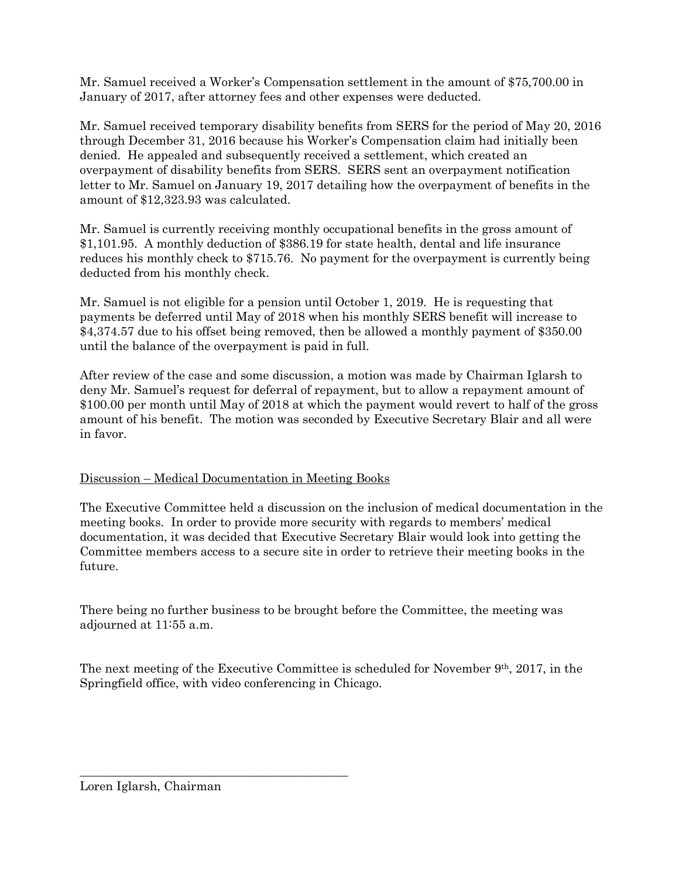Mr. Samuel received a Worker's Compensation settlement in the amount of $75,700.00 in January of 2017, after attorney fees and other expenses were deducted.

Mr. Samuel received temporary disability benefits from SERS for the period of May 20, 2016 through December 31, 2016 because his Worker's Compensation claim had initially been denied. He appealed and subsequently received a settlement, which created an overpayment of disability benefits from SERS. SERS sent an overpayment notification letter to Mr. Samuel on January 19, 2017 detailing how the overpayment of benefits in the amount of $12,323.93 was calculated.

Mr. Samuel is currently receiving monthly occupational benefits in the gross amount of $1,101.95. A monthly deduction of $386.19 for state health, dental and life insurance reduces his monthly check to $715.76. No payment for the overpayment is currently being deducted from his monthly check.

Mr. Samuel is not eligible for a pension until October 1, 2019. He is requesting that payments be deferred until May of 2018 when his monthly SERS benefit will increase to $4,374.57 due to his offset being removed, then be allowed a monthly payment of $350.00 until the balance of the overpayment is paid in full.

After review of the case and some discussion, a motion was made by Chairman Iglarsh to deny Mr. Samuel's request for deferral of repayment, but to allow a repayment amount of $100.00 per month until May of 2018 at which the payment would revert to half of the gross amount of his benefit. The motion was seconded by Executive Secretary Blair and all were in favor.

## Discussion – Medical Documentation in Meeting Books

The Executive Committee held a discussion on the inclusion of medical documentation in the meeting books. In order to provide more security with regards to members' medical documentation, it was decided that Executive Secretary Blair would look into getting the Committee members access to a secure site in order to retrieve their meeting books in the future.

There being no further business to be brought before the Committee, the meeting was adjourned at 11:55 a.m.

The next meeting of the Executive Committee is scheduled for November 9th, 2017, in the Springfield office, with video conferencing in Chicago.

\_\_\_\_\_\_\_\_\_\_\_\_\_\_\_\_\_\_\_\_\_\_\_\_\_\_\_\_\_\_\_\_\_\_\_\_\_\_\_\_

Loren Iglarsh, Chairman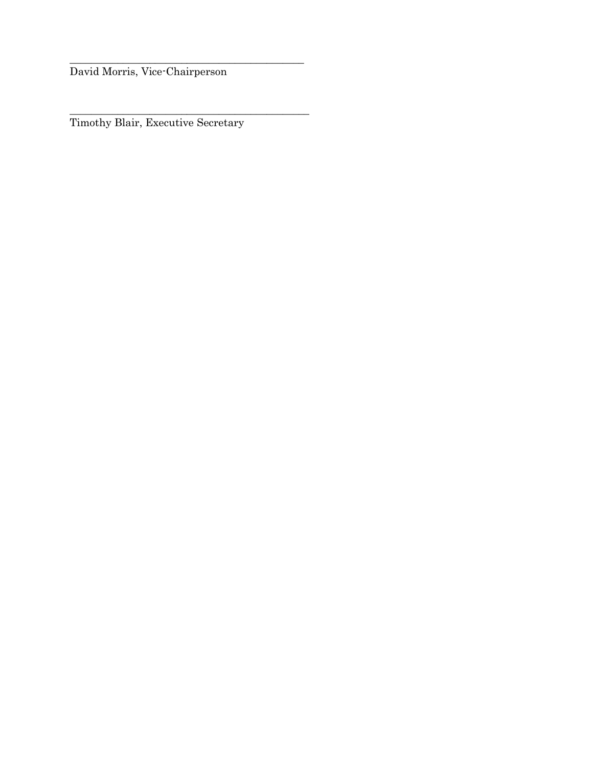\_\_\_\_\_\_\_\_\_\_\_\_\_\_\_\_\_\_\_\_\_\_\_\_\_\_\_\_\_\_\_\_\_\_\_\_\_\_\_\_\_\_\_\_

David Morris, Vice-Chairperson

\_\_\_\_\_\_\_\_\_\_\_\_\_\_\_\_\_\_\_\_\_\_\_\_\_\_\_\_\_\_\_\_\_\_\_\_\_\_\_\_\_\_\_\_\_

Timothy Blair, Executive Secretary